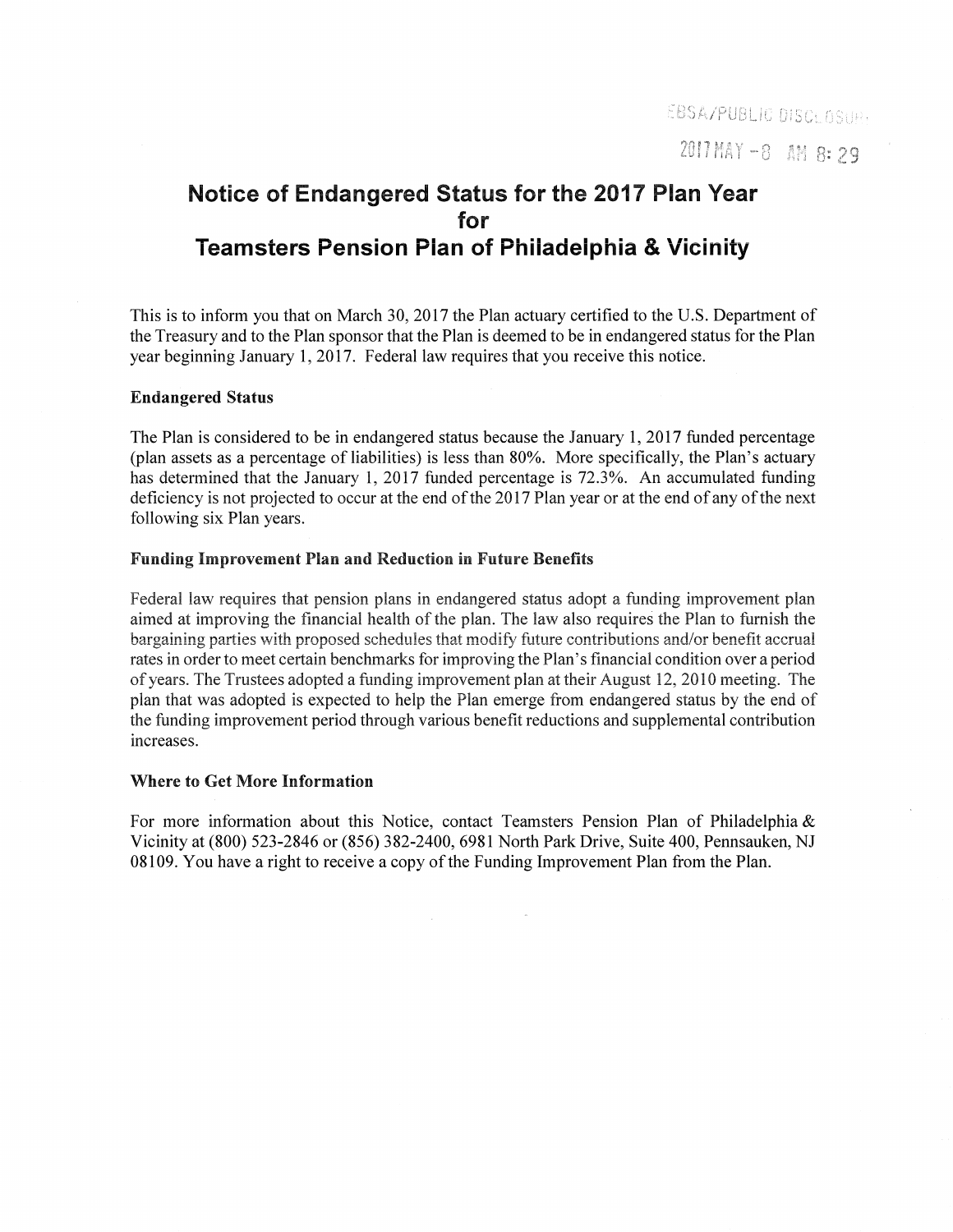EBSA/PUBLIC DISCLOSURE

2017 MAY -8 AM 8:29

# Notice of Endangered Status for the 2017 Plan Year for Teamsters Pension Plan of Philadelphia & Vicinity

This is to inform you that on March 30, 2017 the Plan actuary certified to the U.S. Department of the Treasury and to the Plan sponsor that the Plan is deemed to be in endangered status for the Plan year beginning January 1, 2017. Federal law requires that you receive this notice.

## Endangered Status

The Plan is considered to be in endangered status because the January 1, 2017 funded percentage (plan assets as a percentage of liabilities) is less than 80%. More specifically, the Plan's actuary has determined that the January 1, 2017 funded percentage is 72.3%. An accumulated funding deficiency is not projected to occur at the end of the 2017 Plan year or at the end of any of the next following six Plan years.

## Funding Improvement Plan and Reduction in Future Benefits

Federal law requires that pension plans in endangered status adopt a funding improvement plan aimed at improving the financial health of the plan. The law also requires the Plan to furnish the bargaining parties with proposed schedules that modify future contributions and/or benefit accrual rates in order to meet certain benchmarks for improving the Plan's financial condition over a period of years. The Trustees adopted a funding improvement plan at their August 12, 2010 meeting. The plan that was adopted is expected to help the Plan emerge from endangered status by the end of the funding improvement period through various benefit reductions and supplemental contribution increases.

## Where to Get More Information

For more information about this Notice, contact Teamsters Pension Plan of Philadelphia & Vicinity at (800) 523-2846 or (856) 382-2400, 6981 North Park Drive, Suite 400, Pennsauken, NJ 08109. You have a right to receive a copy of the Funding Improvement Plan from the Plan.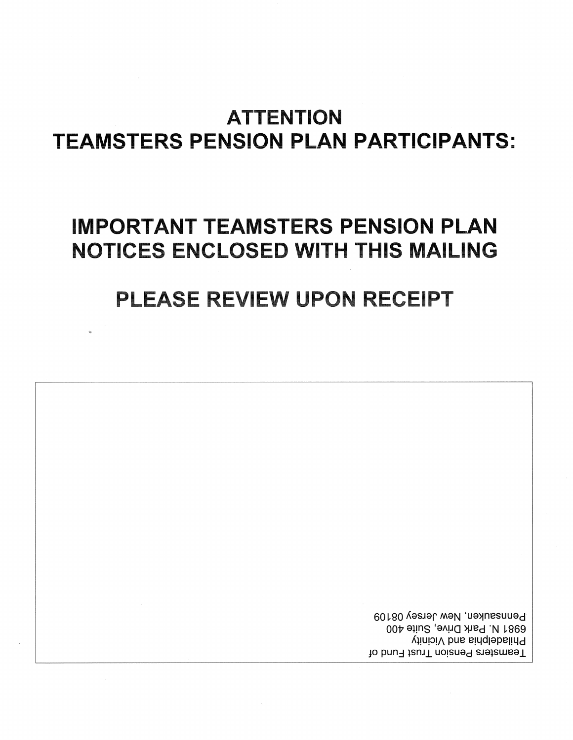# ATTENTION
# TEAMSTERS PENSION PLAN PARTICIPANTS:

## IMPORTANT TEAMSTERS PENSION PLAN NOTICES ENCLOSED WITH THIS MAILING

## PLEASE REVIEW UPON RECEIPT

Teamsters Pension Trust Fund of
Philadelphia and Vicinity
6981 N. Park Drive, Suite 400
Pennsauken, New Jersey 08109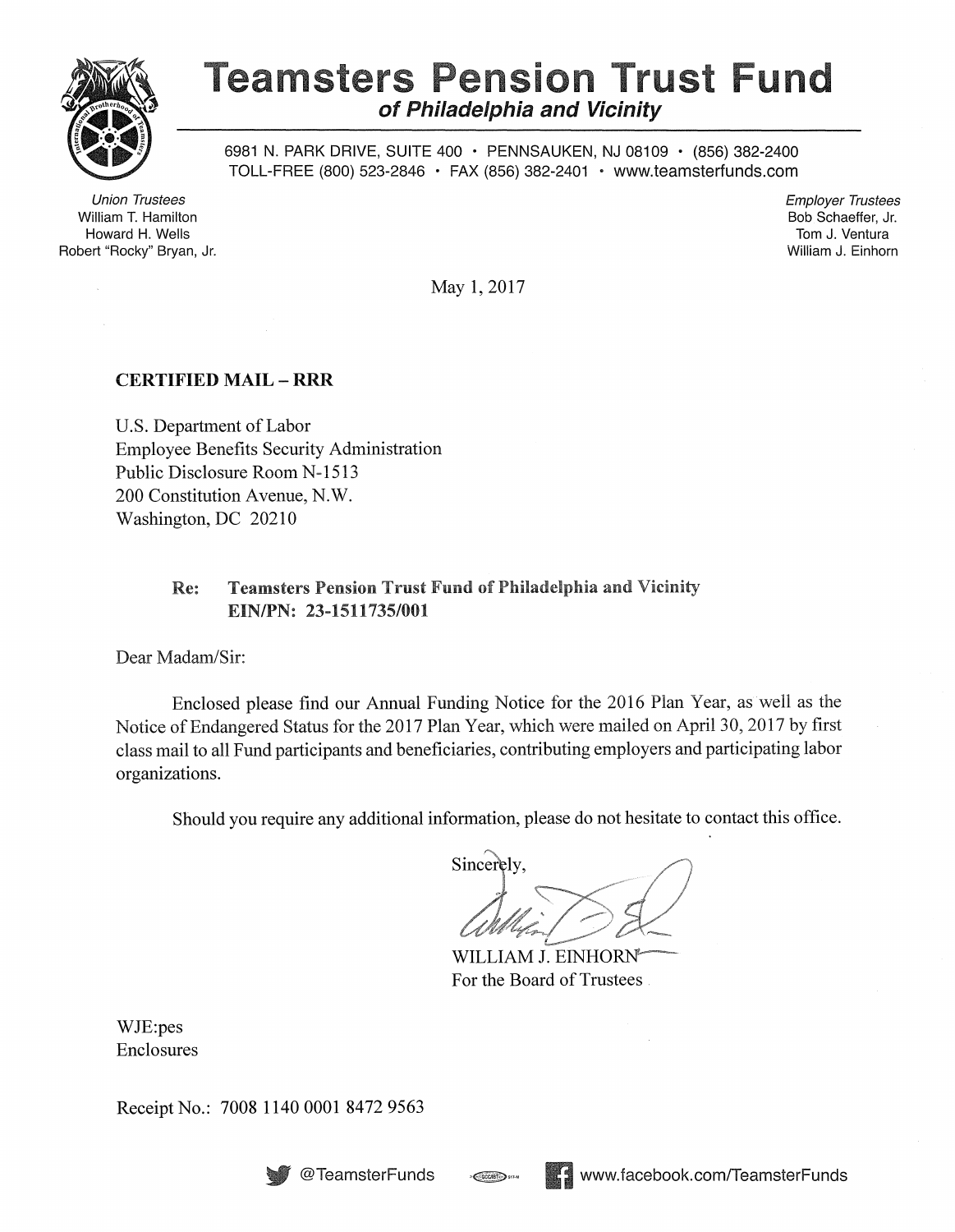# Teamsters Pension Trust Fund

***of Philadelphia and Vicinity***

6981 N. PARK DRIVE, SUITE 400 • PENNSAUKEN, NJ 08109 • (856) 382-2400
TOLL-FREE (800) 523-2846 • FAX (856) 382-2401 • www.teamsterfunds.com

*Union Trustees*
William T. Hamilton
Howard H. Wells
Robert "Rocky" Bryan, Jr.

*Employer Trustees*
Bob Schaeffer, Jr.
Tom J. Ventura
William J. Einhorn

May 1, 2017

**CERTIFIED MAIL – RRR**

U.S. Department of Labor
Employee Benefits Security Administration
Public Disclosure Room N-1513
200 Constitution Avenue, N.W.
Washington, DC 20210

**Re: Teamsters Pension Trust Fund of Philadelphia and Vicinity**
**EIN/PN: 23-1511735/001**

Dear Madam/Sir:

Enclosed please find our Annual Funding Notice for the 2016 Plan Year, as well as the Notice of Endangered Status for the 2017 Plan Year, which were mailed on April 30, 2017 by first class mail to all Fund participants and beneficiaries, contributing employers and participating labor organizations.

Should you require any additional information, please do not hesitate to contact this office.

Sincerely,

WILLIAM J. EINHORN
For the Board of Trustees

WJE:pes
Enclosures

Receipt No.: 7008 1140 0001 8472 9563

@TeamsterFunds www.facebook.com/TeamsterFunds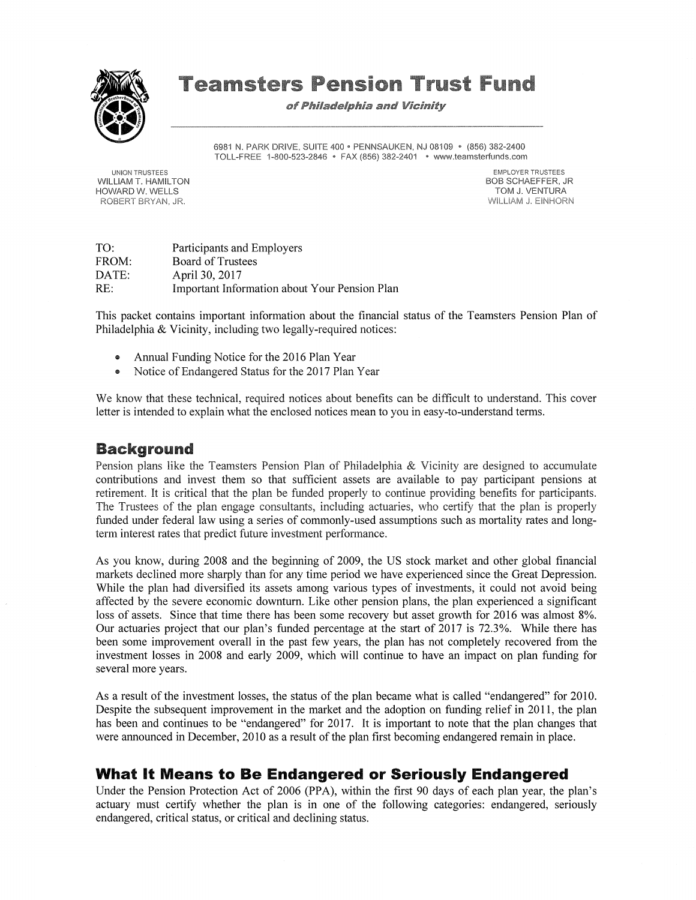# Teamsters Pension Trust Fund

*of Philadelphia and Vicinity*

6981 N. PARK DRIVE, SUITE 400 • PENNSAUKEN, NJ 08109 • (856) 382-2400
TOLL-FREE 1-800-523-2846 • FAX (856) 382-2401 • www.teamsterfunds.com

UNION TRUSTEES
WILLIAM T. HAMILTON
HOWARD W. WELLS
ROBERT BRYAN, JR.

EMPLOYER TRUSTEES
BOB SCHAEFFER, JR
TOM J. VENTURA
WILLIAM J. EINHORN

TO: Participants and Employers
FROM: Board of Trustees
DATE: April 30, 2017
RE: Important Information about Your Pension Plan

This packet contains important information about the financial status of the Teamsters Pension Plan of Philadelphia & Vicinity, including two legally-required notices:

- Annual Funding Notice for the 2016 Plan Year
- Notice of Endangered Status for the 2017 Plan Year

We know that these technical, required notices about benefits can be difficult to understand. This cover letter is intended to explain what the enclosed notices mean to you in easy-to-understand terms.

## Background

Pension plans like the Teamsters Pension Plan of Philadelphia & Vicinity are designed to accumulate contributions and invest them so that sufficient assets are available to pay participant pensions at retirement. It is critical that the plan be funded properly to continue providing benefits for participants. The Trustees of the plan engage consultants, including actuaries, who certify that the plan is properly funded under federal law using a series of commonly-used assumptions such as mortality rates and long-term interest rates that predict future investment performance.

As you know, during 2008 and the beginning of 2009, the US stock market and other global financial markets declined more sharply than for any time period we have experienced since the Great Depression. While the plan had diversified its assets among various types of investments, it could not avoid being affected by the severe economic downturn. Like other pension plans, the plan experienced a significant loss of assets. Since that time there has been some recovery but asset growth for 2016 was almost 8%. Our actuaries project that our plan's funded percentage at the start of 2017 is 72.3%. While there has been some improvement overall in the past few years, the plan has not completely recovered from the investment losses in 2008 and early 2009, which will continue to have an impact on plan funding for several more years.

As a result of the investment losses, the status of the plan became what is called "endangered" for 2010. Despite the subsequent improvement in the market and the adoption on funding relief in 2011, the plan has been and continues to be "endangered" for 2017. It is important to note that the plan changes that were announced in December, 2010 as a result of the plan first becoming endangered remain in place.

## What It Means to Be Endangered or Seriously Endangered

Under the Pension Protection Act of 2006 (PPA), within the first 90 days of each plan year, the plan's actuary must certify whether the plan is in one of the following categories: endangered, seriously endangered, critical status, or critical and declining status.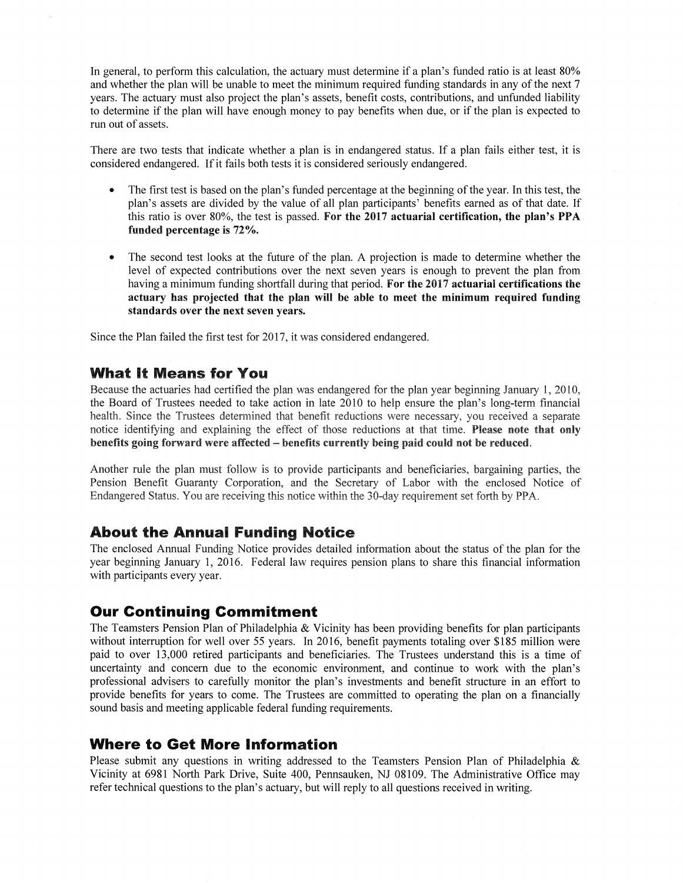In general, to perform this calculation, the actuary must determine if a plan's funded ratio is at least 80% and whether the plan will be unable to meet the minimum required funding standards in any of the next 7 years. The actuary must also project the plan's assets, benefit costs, contributions, and unfunded liability to determine if the plan will have enough money to pay benefits when due, or if the plan is expected to run out of assets.

There are two tests that indicate whether a plan is in endangered status. If a plan fails either test, it is considered endangered. If it fails both tests it is considered seriously endangered.

- The first test is based on the plan's funded percentage at the beginning of the year. In this test, the plan's assets are divided by the value of all plan participants' benefits earned as of that date. If this ratio is over 80%, the test is passed. **For the 2017 actuarial certification, the plan's PPA funded percentage is 72%.**

- The second test looks at the future of the plan. A projection is made to determine whether the level of expected contributions over the next seven years is enough to prevent the plan from having a minimum funding shortfall during that period. **For the 2017 actuarial certifications the actuary has projected that the plan will be able to meet the minimum required funding standards over the next seven years.**

Since the Plan failed the first test for 2017, it was considered endangered.

## What It Means for You

Because the actuaries had certified the plan was endangered for the plan year beginning January 1, 2010, the Board of Trustees needed to take action in late 2010 to help ensure the plan's long-term financial health. Since the Trustees determined that benefit reductions were necessary, you received a separate notice identifying and explaining the effect of those reductions at that time. **Please note that only benefits going forward were affected – benefits currently being paid could not be reduced.**

Another rule the plan must follow is to provide participants and beneficiaries, bargaining parties, the Pension Benefit Guaranty Corporation, and the Secretary of Labor with the enclosed Notice of Endangered Status. You are receiving this notice within the 30-day requirement set forth by PPA.

## About the Annual Funding Notice

The enclosed Annual Funding Notice provides detailed information about the status of the plan for the year beginning January 1, 2016. Federal law requires pension plans to share this financial information with participants every year.

## Our Continuing Commitment

The Teamsters Pension Plan of Philadelphia & Vicinity has been providing benefits for plan participants without interruption for well over 55 years. In 2016, benefit payments totaling over $185 million were paid to over 13,000 retired participants and beneficiaries. The Trustees understand this is a time of uncertainty and concern due to the economic environment, and continue to work with the plan's professional advisers to carefully monitor the plan's investments and benefit structure in an effort to provide benefits for years to come. The Trustees are committed to operating the plan on a financially sound basis and meeting applicable federal funding requirements.

## Where to Get More Information

Please submit any questions in writing addressed to the Teamsters Pension Plan of Philadelphia & Vicinity at 6981 North Park Drive, Suite 400, Pennsauken, NJ 08109. The Administrative Office may refer technical questions to the plan's actuary, but will reply to all questions received in writing.